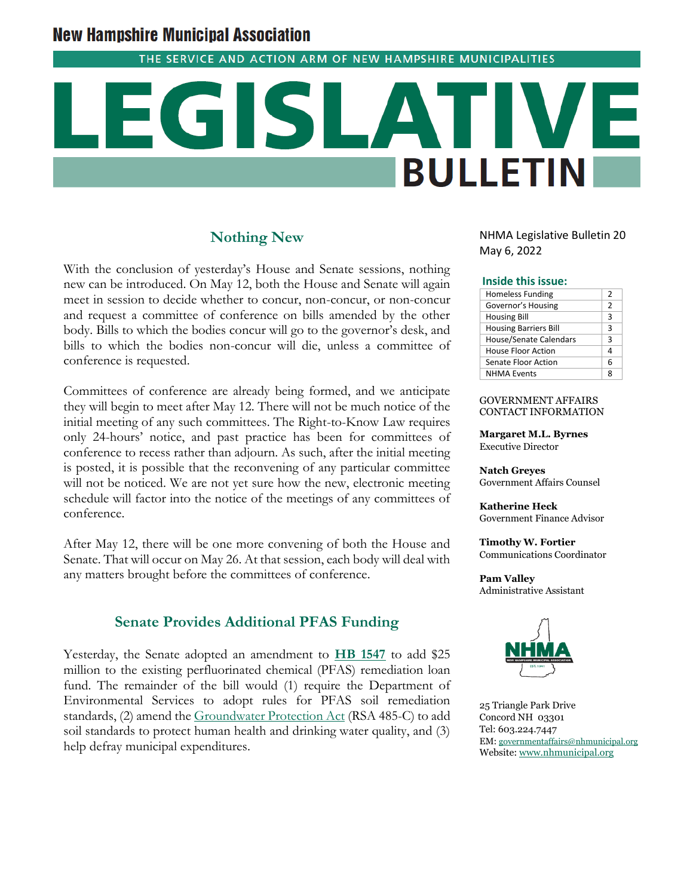# New Hampshire Municipal Association

THE SERVICE AND ACTION ARM OF NEW HAMPSHIRE MUNICIPALITIES

# LEGISLATIVE BULLETIN

NHMA Legislative Bulletin 20
May 6, 2022

**Inside this issue:**

| | |
|---|---|
| Homeless Funding | 2 |
| Governor's Housing | 2 |
| Housing Bill | 3 |
| Housing Barriers Bill | 3 |
| House/Senate Calendars | 3 |
| House Floor Action | 4 |
| Senate Floor Action | 6 |
| NHMA Events | 8 |

GOVERNMENT AFFAIRS CONTACT INFORMATION

**Margaret M.L. Byrnes**
Executive Director

**Natch Greyes**
Government Affairs Counsel

**Katherine Heck**
Government Finance Advisor

**Timothy W. Fortier**
Communications Coordinator

**Pam Valley**
Administrative Assistant

25 Triangle Park Drive
Concord NH 03301
Tel: 603.224.7447
EM: governmentaffairs@nhmunicipal.org
Website: www.nhmunicipal.org

## Nothing New

With the conclusion of yesterday's House and Senate sessions, nothing new can be introduced. On May 12, both the House and Senate will again meet in session to decide whether to concur, non-concur, or non-concur and request a committee of conference on bills amended by the other body. Bills to which the bodies concur will go to the governor's desk, and bills to which the bodies non-concur will die, unless a committee of conference is requested.

Committees of conference are already being formed, and we anticipate they will begin to meet after May 12. There will not be much notice of the initial meeting of any such committees. The Right-to-Know Law requires only 24-hours' notice, and past practice has been for committees of conference to recess rather than adjourn. As such, after the initial meeting is posted, it is possible that the reconvening of any particular committee will not be noticed. We are not yet sure how the new, electronic meeting schedule will factor into the notice of the meetings of any committees of conference.

After May 12, there will be one more convening of both the House and Senate. That will occur on May 26. At that session, each body will deal with any matters brought before the committees of conference.

## Senate Provides Additional PFAS Funding

Yesterday, the Senate adopted an amendment to **HB 1547** to add $25 million to the existing perfluorinated chemical (PFAS) remediation loan fund. The remainder of the bill would (1) require the Department of Environmental Services to adopt rules for PFAS soil remediation standards, (2) amend the Groundwater Protection Act (RSA 485-C) to add soil standards to protect human health and drinking water quality, and (3) help defray municipal expenditures.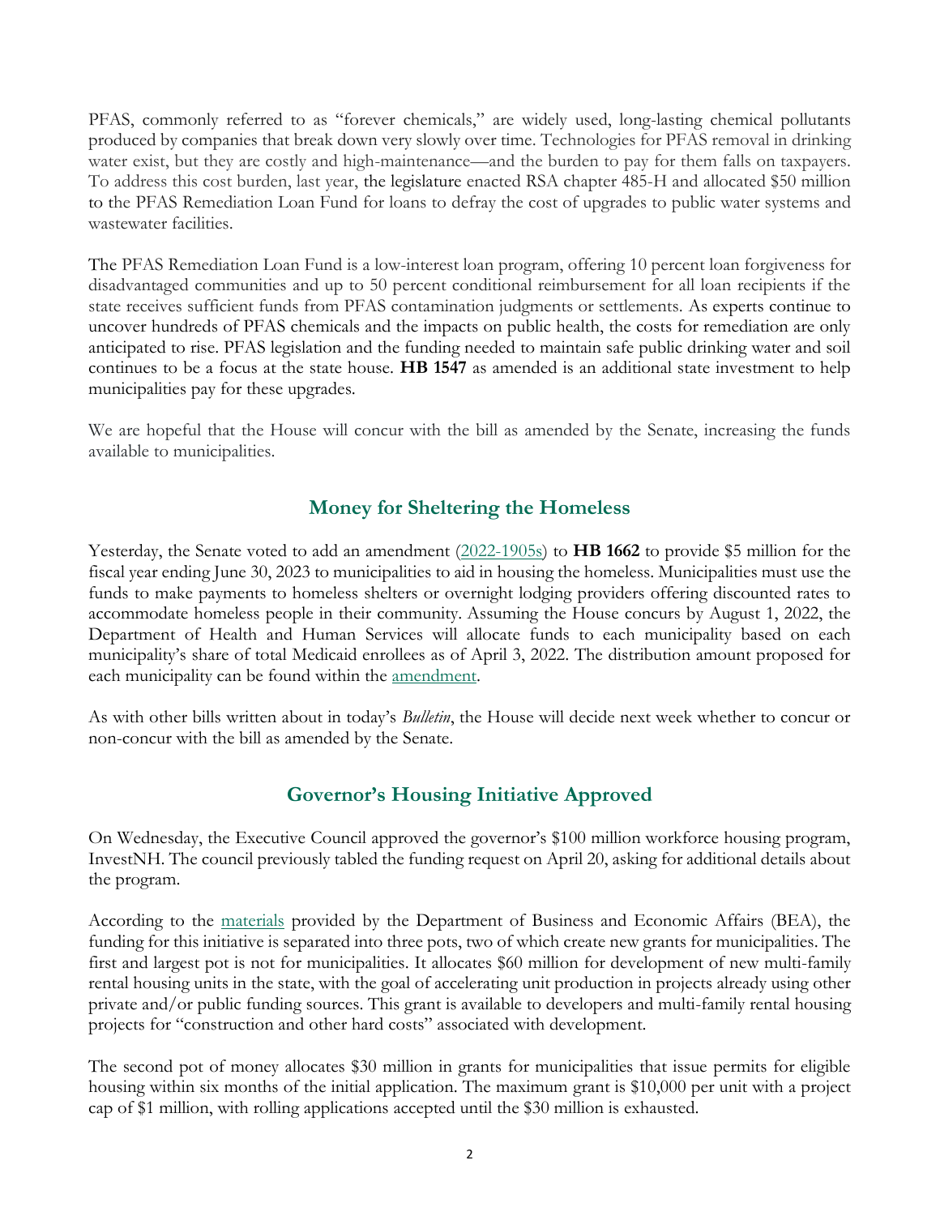PFAS, commonly referred to as "forever chemicals," are widely used, long-lasting chemical pollutants produced by companies that break down very slowly over time. Technologies for PFAS removal in drinking water exist, but they are costly and high-maintenance—and the burden to pay for them falls on taxpayers. To address this cost burden, last year, the legislature enacted RSA chapter 485-H and allocated $50 million to the PFAS Remediation Loan Fund for loans to defray the cost of upgrades to public water systems and wastewater facilities.

The PFAS Remediation Loan Fund is a low-interest loan program, offering 10 percent loan forgiveness for disadvantaged communities and up to 50 percent conditional reimbursement for all loan recipients if the state receives sufficient funds from PFAS contamination judgments or settlements. As experts continue to uncover hundreds of PFAS chemicals and the impacts on public health, the costs for remediation are only anticipated to rise. PFAS legislation and the funding needed to maintain safe public drinking water and soil continues to be a focus at the state house. **HB 1547** as amended is an additional state investment to help municipalities pay for these upgrades.

We are hopeful that the House will concur with the bill as amended by the Senate, increasing the funds available to municipalities.

## Money for Sheltering the Homeless

Yesterday, the Senate voted to add an amendment (2022-1905s) to **HB 1662** to provide $5 million for the fiscal year ending June 30, 2023 to municipalities to aid in housing the homeless. Municipalities must use the funds to make payments to homeless shelters or overnight lodging providers offering discounted rates to accommodate homeless people in their community. Assuming the House concurs by August 1, 2022, the Department of Health and Human Services will allocate funds to each municipality based on each municipality's share of total Medicaid enrollees as of April 3, 2022. The distribution amount proposed for each municipality can be found within the amendment.

As with other bills written about in today's *Bulletin*, the House will decide next week whether to concur or non-concur with the bill as amended by the Senate.

## Governor's Housing Initiative Approved

On Wednesday, the Executive Council approved the governor's $100 million workforce housing program, InvestNH. The council previously tabled the funding request on April 20, asking for additional details about the program.

According to the materials provided by the Department of Business and Economic Affairs (BEA), the funding for this initiative is separated into three pots, two of which create new grants for municipalities. The first and largest pot is not for municipalities. It allocates $60 million for development of new multi-family rental housing units in the state, with the goal of accelerating unit production in projects already using other private and/or public funding sources. This grant is available to developers and multi-family rental housing projects for "construction and other hard costs" associated with development.

The second pot of money allocates $30 million in grants for municipalities that issue permits for eligible housing within six months of the initial application. The maximum grant is $10,000 per unit with a project cap of $1 million, with rolling applications accepted until the $30 million is exhausted.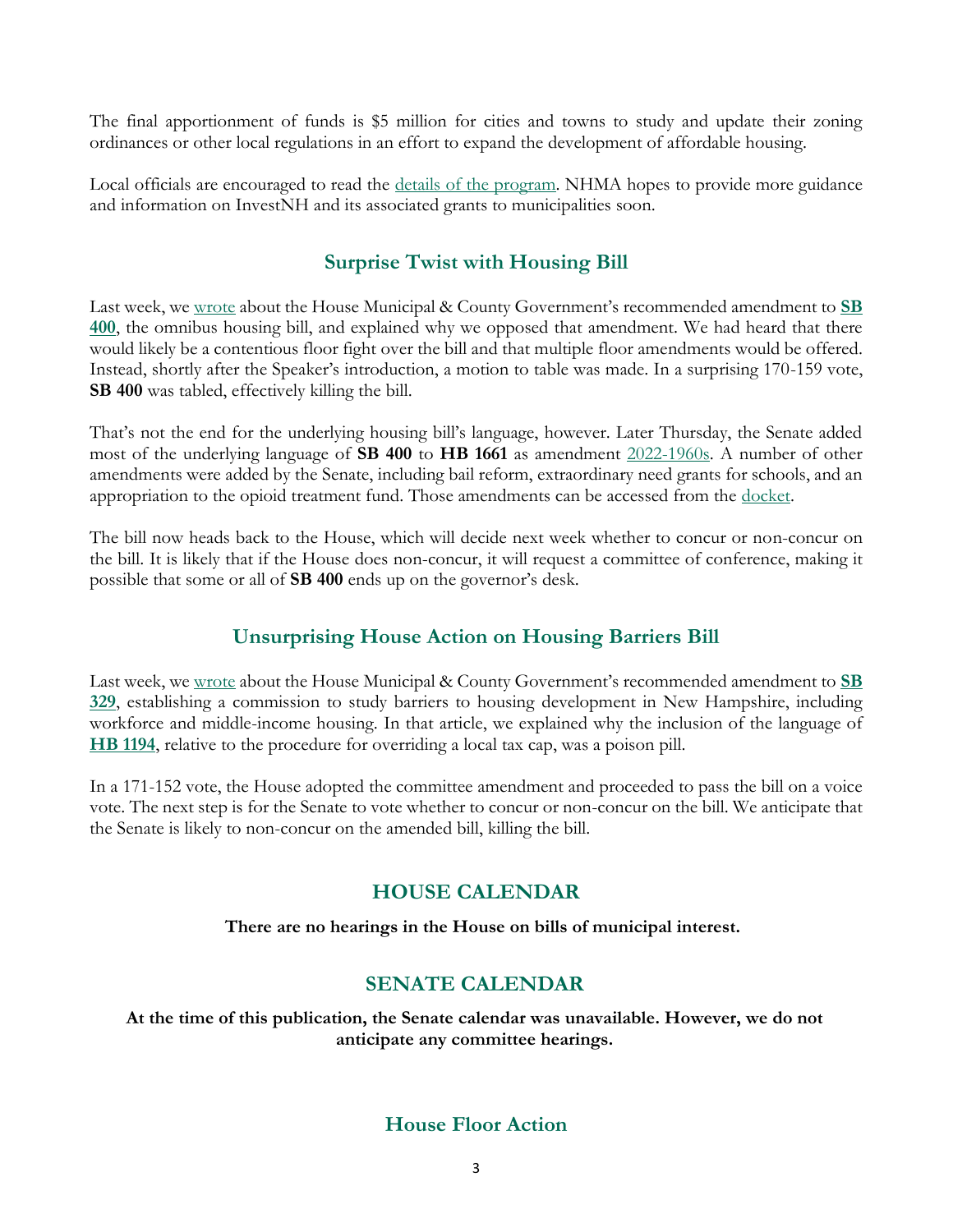The final apportionment of funds is $5 million for cities and towns to study and update their zoning ordinances or other local regulations in an effort to expand the development of affordable housing.

Local officials are encouraged to read the details of the program. NHMA hopes to provide more guidance and information on InvestNH and its associated grants to municipalities soon.

## Surprise Twist with Housing Bill

Last week, we wrote about the House Municipal & County Government's recommended amendment to **SB 400**, the omnibus housing bill, and explained why we opposed that amendment. We had heard that there would likely be a contentious floor fight over the bill and that multiple floor amendments would be offered. Instead, shortly after the Speaker's introduction, a motion to table was made. In a surprising 170-159 vote, **SB 400** was tabled, effectively killing the bill.

That's not the end for the underlying housing bill's language, however. Later Thursday, the Senate added most of the underlying language of **SB 400** to **HB 1661** as amendment 2022-1960s. A number of other amendments were added by the Senate, including bail reform, extraordinary need grants for schools, and an appropriation to the opioid treatment fund. Those amendments can be accessed from the docket.

The bill now heads back to the House, which will decide next week whether to concur or non-concur on the bill. It is likely that if the House does non-concur, it will request a committee of conference, making it possible that some or all of **SB 400** ends up on the governor's desk.

## Unsurprising House Action on Housing Barriers Bill

Last week, we wrote about the House Municipal & County Government's recommended amendment to **SB 329**, establishing a commission to study barriers to housing development in New Hampshire, including workforce and middle-income housing. In that article, we explained why the inclusion of the language of **HB 1194**, relative to the procedure for overriding a local tax cap, was a poison pill.

In a 171-152 vote, the House adopted the committee amendment and proceeded to pass the bill on a voice vote. The next step is for the Senate to vote whether to concur or non-concur on the bill. We anticipate that the Senate is likely to non-concur on the amended bill, killing the bill.

## HOUSE CALENDAR

**There are no hearings in the House on bills of municipal interest.**

## SENATE CALENDAR

**At the time of this publication, the Senate calendar was unavailable. However, we do not anticipate any committee hearings.**

## House Floor Action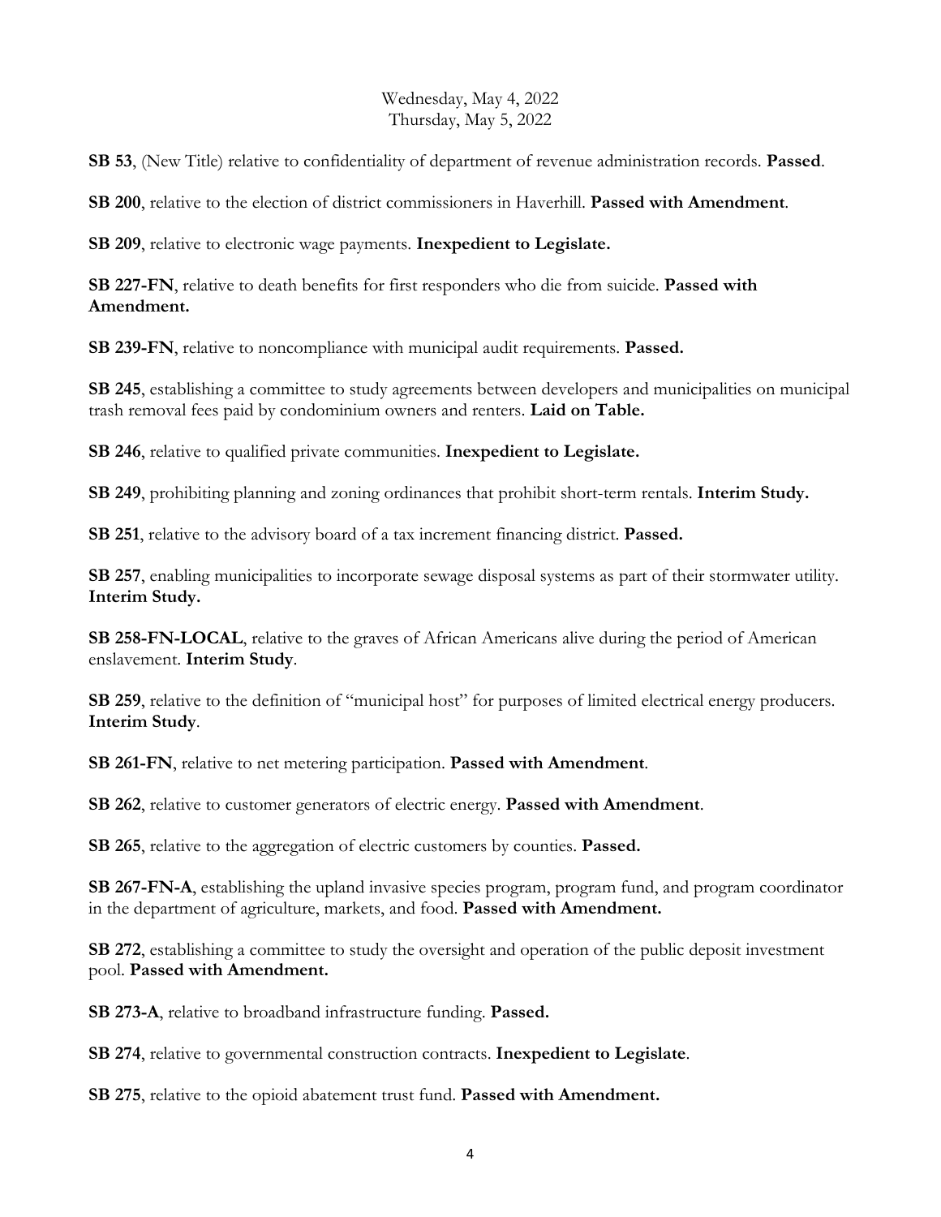Wednesday, May 4, 2022
Thursday, May 5, 2022

**SB 53**, (New Title) relative to confidentiality of department of revenue administration records. **Passed**.

**SB 200**, relative to the election of district commissioners in Haverhill. **Passed with Amendment**.

**SB 209**, relative to electronic wage payments. **Inexpedient to Legislate.**

**SB 227-FN**, relative to death benefits for first responders who die from suicide. **Passed with Amendment.**

**SB 239-FN**, relative to noncompliance with municipal audit requirements. **Passed.**

**SB 245**, establishing a committee to study agreements between developers and municipalities on municipal trash removal fees paid by condominium owners and renters. **Laid on Table.**

**SB 246**, relative to qualified private communities. **Inexpedient to Legislate.**

**SB 249**, prohibiting planning and zoning ordinances that prohibit short-term rentals. **Interim Study.**

**SB 251**, relative to the advisory board of a tax increment financing district. **Passed.**

**SB 257**, enabling municipalities to incorporate sewage disposal systems as part of their stormwater utility. **Interim Study.**

**SB 258-FN-LOCAL**, relative to the graves of African Americans alive during the period of American enslavement. **Interim Study**.

**SB 259**, relative to the definition of "municipal host" for purposes of limited electrical energy producers. **Interim Study**.

**SB 261-FN**, relative to net metering participation. **Passed with Amendment**.

**SB 262**, relative to customer generators of electric energy. **Passed with Amendment**.

**SB 265**, relative to the aggregation of electric customers by counties. **Passed.**

**SB 267-FN-A**, establishing the upland invasive species program, program fund, and program coordinator in the department of agriculture, markets, and food. **Passed with Amendment.**

**SB 272**, establishing a committee to study the oversight and operation of the public deposit investment pool. **Passed with Amendment.**

**SB 273-A**, relative to broadband infrastructure funding. **Passed.**

**SB 274**, relative to governmental construction contracts. **Inexpedient to Legislate**.

**SB 275**, relative to the opioid abatement trust fund. **Passed with Amendment.**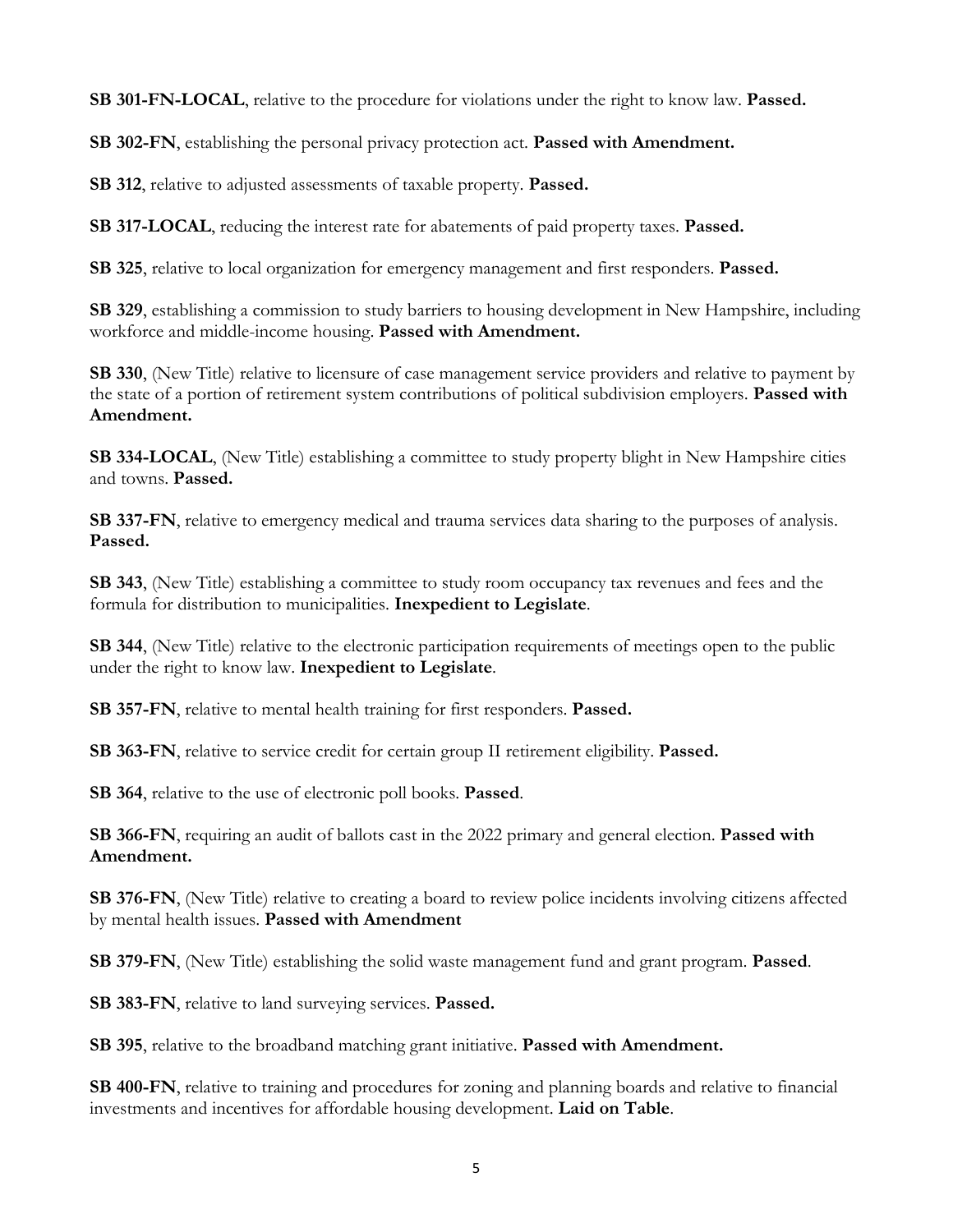**SB 301-FN-LOCAL**, relative to the procedure for violations under the right to know law. **Passed.**

**SB 302-FN**, establishing the personal privacy protection act. **Passed with Amendment.**

**SB 312**, relative to adjusted assessments of taxable property. **Passed.**

**SB 317-LOCAL**, reducing the interest rate for abatements of paid property taxes. **Passed.**

**SB 325**, relative to local organization for emergency management and first responders. **Passed.**

**SB 329**, establishing a commission to study barriers to housing development in New Hampshire, including workforce and middle-income housing. **Passed with Amendment.**

**SB 330**, (New Title) relative to licensure of case management service providers and relative to payment by the state of a portion of retirement system contributions of political subdivision employers. **Passed with Amendment.**

**SB 334-LOCAL**, (New Title) establishing a committee to study property blight in New Hampshire cities and towns. **Passed.**

**SB 337-FN**, relative to emergency medical and trauma services data sharing to the purposes of analysis. **Passed.**

**SB 343**, (New Title) establishing a committee to study room occupancy tax revenues and fees and the formula for distribution to municipalities. **Inexpedient to Legislate**.

**SB 344**, (New Title) relative to the electronic participation requirements of meetings open to the public under the right to know law. **Inexpedient to Legislate**.

**SB 357-FN**, relative to mental health training for first responders. **Passed.**

**SB 363-FN**, relative to service credit for certain group II retirement eligibility. **Passed.**

**SB 364**, relative to the use of electronic poll books. **Passed**.

**SB 366-FN**, requiring an audit of ballots cast in the 2022 primary and general election. **Passed with Amendment.**

**SB 376-FN**, (New Title) relative to creating a board to review police incidents involving citizens affected by mental health issues. **Passed with Amendment**

**SB 379-FN**, (New Title) establishing the solid waste management fund and grant program. **Passed**.

**SB 383-FN**, relative to land surveying services. **Passed.**

**SB 395**, relative to the broadband matching grant initiative. **Passed with Amendment.**

**SB 400-FN**, relative to training and procedures for zoning and planning boards and relative to financial investments and incentives for affordable housing development. **Laid on Table**.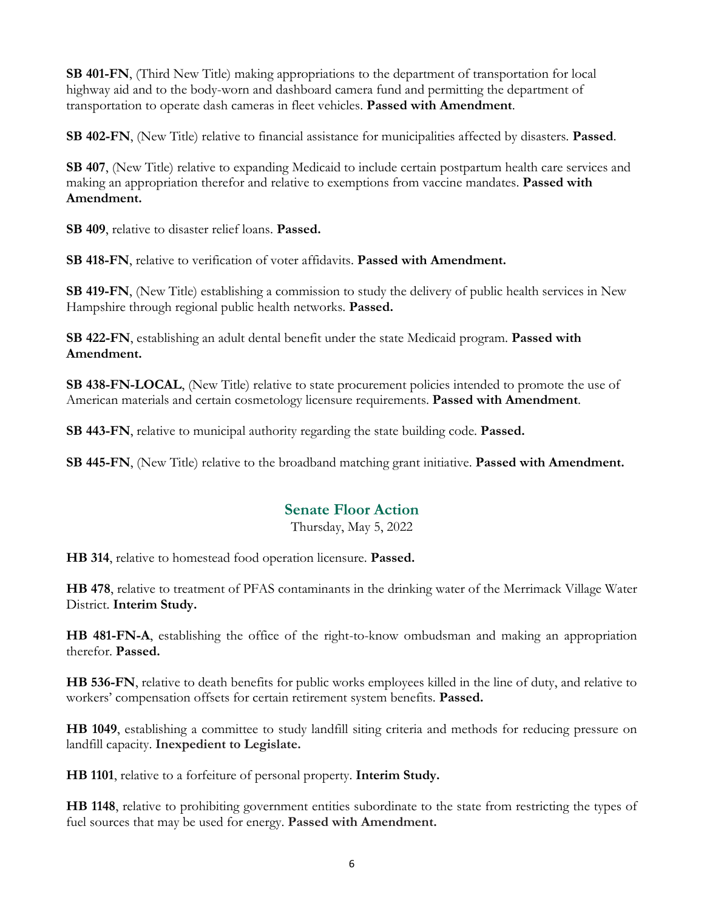**SB 401-FN**, (Third New Title) making appropriations to the department of transportation for local highway aid and to the body-worn and dashboard camera fund and permitting the department of transportation to operate dash cameras in fleet vehicles. **Passed with Amendment**.

**SB 402-FN**, (New Title) relative to financial assistance for municipalities affected by disasters. **Passed**.

**SB 407**, (New Title) relative to expanding Medicaid to include certain postpartum health care services and making an appropriation therefor and relative to exemptions from vaccine mandates. **Passed with Amendment.**

**SB 409**, relative to disaster relief loans. **Passed.**

**SB 418-FN**, relative to verification of voter affidavits. **Passed with Amendment.**

**SB 419-FN**, (New Title) establishing a commission to study the delivery of public health services in New Hampshire through regional public health networks. **Passed.**

**SB 422-FN**, establishing an adult dental benefit under the state Medicaid program. **Passed with Amendment.**

**SB 438-FN-LOCAL**, (New Title) relative to state procurement policies intended to promote the use of American materials and certain cosmetology licensure requirements. **Passed with Amendment**.

**SB 443-FN**, relative to municipal authority regarding the state building code. **Passed.**

**SB 445-FN**, (New Title) relative to the broadband matching grant initiative. **Passed with Amendment.**

## Senate Floor Action

Thursday, May 5, 2022

**HB 314**, relative to homestead food operation licensure. **Passed.**

**HB 478**, relative to treatment of PFAS contaminants in the drinking water of the Merrimack Village Water District. **Interim Study.**

**HB 481-FN-A**, establishing the office of the right-to-know ombudsman and making an appropriation therefor. **Passed.**

**HB 536-FN**, relative to death benefits for public works employees killed in the line of duty, and relative to workers' compensation offsets for certain retirement system benefits. **Passed.**

**HB 1049**, establishing a committee to study landfill siting criteria and methods for reducing pressure on landfill capacity. **Inexpedient to Legislate.**

**HB 1101**, relative to a forfeiture of personal property. **Interim Study.**

**HB 1148**, relative to prohibiting government entities subordinate to the state from restricting the types of fuel sources that may be used for energy. **Passed with Amendment.**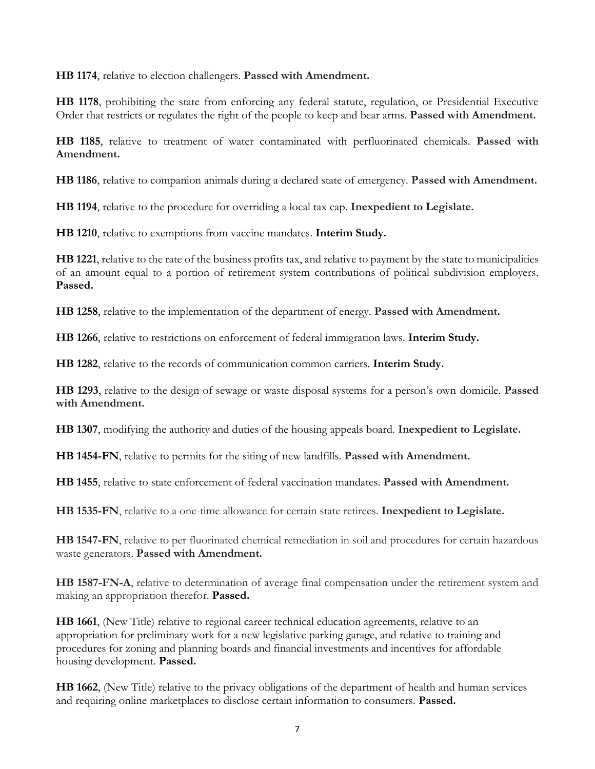**HB 1174**, relative to election challengers. **Passed with Amendment.**

**HB 1178**, prohibiting the state from enforcing any federal statute, regulation, or Presidential Executive Order that restricts or regulates the right of the people to keep and bear arms. **Passed with Amendment.**

**HB 1185**, relative to treatment of water contaminated with perfluorinated chemicals. **Passed with Amendment.**

**HB 1186**, relative to companion animals during a declared state of emergency. **Passed with Amendment.**

**HB 1194**, relative to the procedure for overriding a local tax cap. **Inexpedient to Legislate.**

**HB 1210**, relative to exemptions from vaccine mandates. **Interim Study.**

**HB 1221**, relative to the rate of the business profits tax, and relative to payment by the state to municipalities of an amount equal to a portion of retirement system contributions of political subdivision employers. **Passed.**

**HB 1258**, relative to the implementation of the department of energy. **Passed with Amendment.**

**HB 1266**, relative to restrictions on enforcement of federal immigration laws. **Interim Study.**

**HB 1282**, relative to the records of communication common carriers. **Interim Study.**

**HB 1293**, relative to the design of sewage or waste disposal systems for a person's own domicile. **Passed with Amendment.**

**HB 1307**, modifying the authority and duties of the housing appeals board. **Inexpedient to Legislate.**

**HB 1454-FN**, relative to permits for the siting of new landfills. **Passed with Amendment.**

**HB 1455**, relative to state enforcement of federal vaccination mandates. **Passed with Amendment.**

**HB 1535-FN**, relative to a one-time allowance for certain state retirees. **Inexpedient to Legislate.**

**HB 1547-FN**, relative to per fluorinated chemical remediation in soil and procedures for certain hazardous waste generators. **Passed with Amendment.**

**HB 1587-FN-A**, relative to determination of average final compensation under the retirement system and making an appropriation therefor. **Passed.**

**HB 1661**, (New Title) relative to regional career technical education agreements, relative to an appropriation for preliminary work for a new legislative parking garage, and relative to training and procedures for zoning and planning boards and financial investments and incentives for affordable housing development. **Passed.**

**HB 1662**, (New Title) relative to the privacy obligations of the department of health and human services and requiring online marketplaces to disclose certain information to consumers. **Passed.**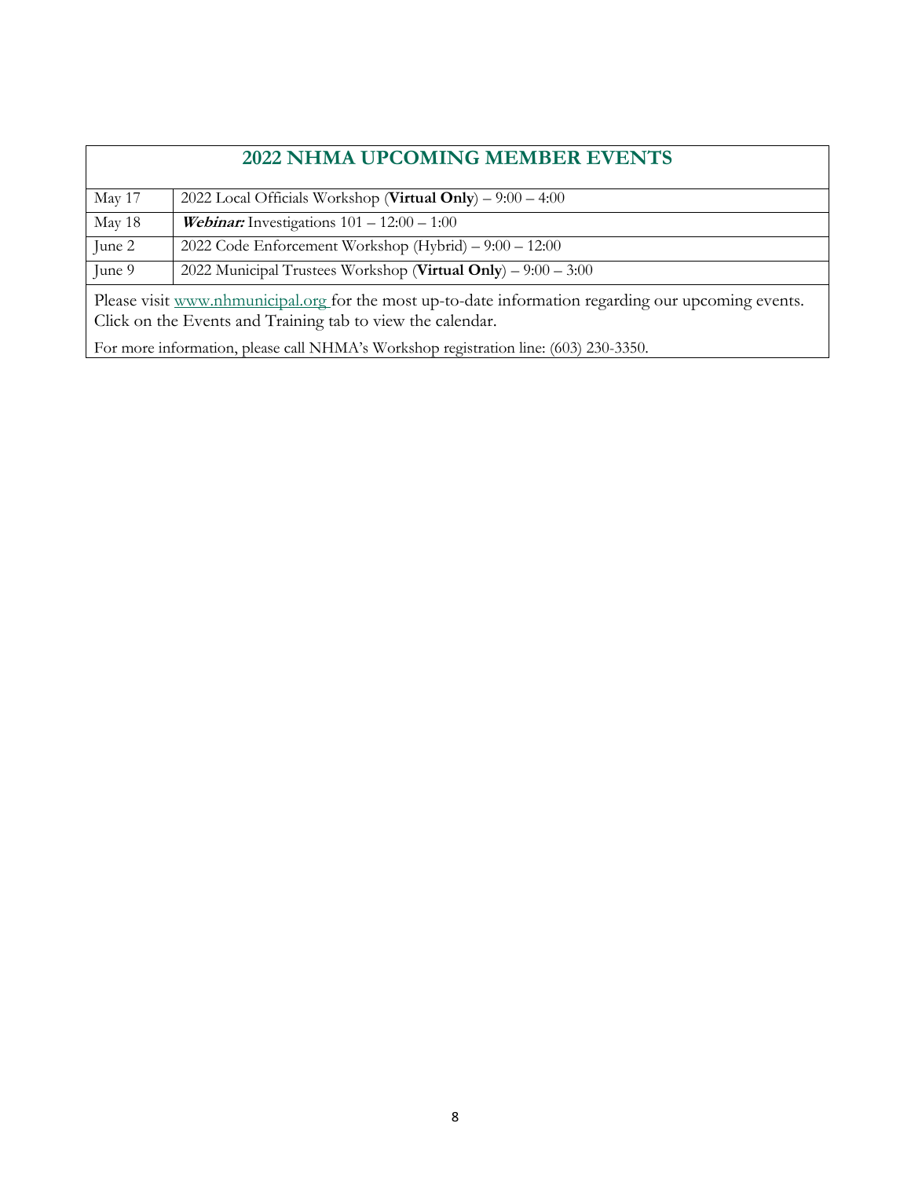## 2022 NHMA UPCOMING MEMBER EVENTS

| | |
|---|---|
| May 17 | 2022 Local Officials Workshop (**Virtual Only**) – 9:00 – 4:00 |
| May 18 | ***Webinar:*** Investigations 101 – 12:00 – 1:00 |
| June 2 | 2022 Code Enforcement Workshop (Hybrid) – 9:00 – 12:00 |
| June 9 | 2022 Municipal Trustees Workshop (**Virtual Only**) – 9:00 – 3:00 |

Please visit www.nhmunicipal.org for the most up-to-date information regarding our upcoming events. Click on the Events and Training tab to view the calendar.

For more information, please call NHMA's Workshop registration line: (603) 230-3350.